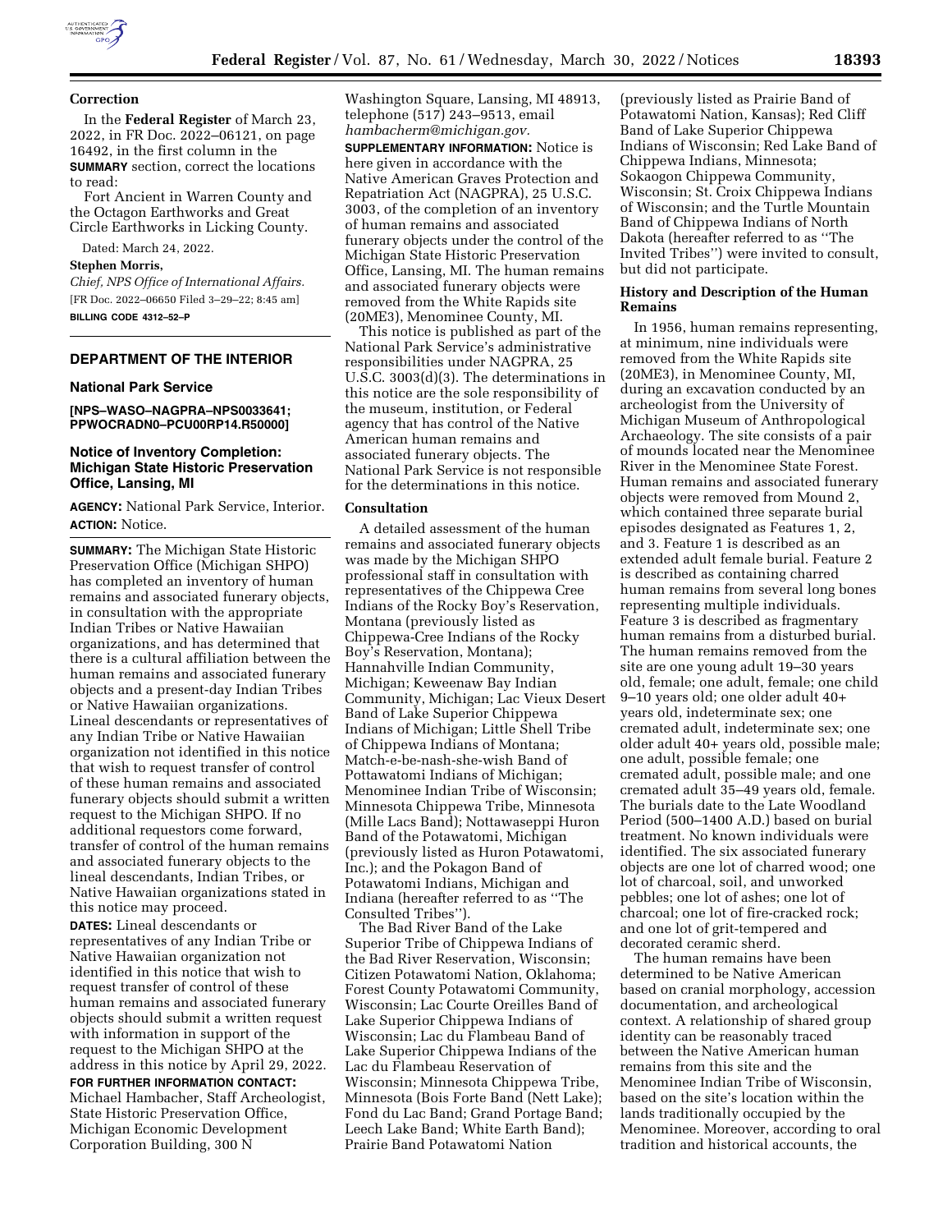## Correction

In the **Federal Register** of March 23, 2022, in FR Doc. 2022–06121, on page 16492, in the first column in the **SUMMARY** section, correct the locations to read:

Fort Ancient in Warren County and the Octagon Earthworks and Great Circle Earthworks in Licking County.

Dated: March 24, 2022.

**Stephen Morris,**

*Chief, NPS Office of International Affairs.*

[FR Doc. 2022–06650 Filed 3–29–22; 8:45 am]

**BILLING CODE 4312–52–P**

# DEPARTMENT OF THE INTERIOR

## National Park Service

**[NPS–WASO–NAGPRA–NPS0033641; PPWOCRADN0–PCU00RP14.R50000]**

## Notice of Inventory Completion: Michigan State Historic Preservation Office, Lansing, MI

**AGENCY:** National Park Service, Interior.

**ACTION:** Notice.

**SUMMARY:** The Michigan State Historic Preservation Office (Michigan SHPO) has completed an inventory of human remains and associated funerary objects, in consultation with the appropriate Indian Tribes or Native Hawaiian organizations, and has determined that there is a cultural affiliation between the human remains and associated funerary objects and a present-day Indian Tribes or Native Hawaiian organizations. Lineal descendants or representatives of any Indian Tribe or Native Hawaiian organization not identified in this notice that wish to request transfer of control of these human remains and associated funerary objects should submit a written request to the Michigan SHPO. If no additional requestors come forward, transfer of control of the human remains and associated funerary objects to the lineal descendants, Indian Tribes, or Native Hawaiian organizations stated in this notice may proceed.

**DATES:** Lineal descendants or representatives of any Indian Tribe or Native Hawaiian organization not identified in this notice that wish to request transfer of control of these human remains and associated funerary objects should submit a written request with information in support of the request to the Michigan SHPO at the address in this notice by April 29, 2022.

**FOR FURTHER INFORMATION CONTACT:** Michael Hambacher, Staff Archeologist, State Historic Preservation Office, Michigan Economic Development Corporation Building, 300 N Washington Square, Lansing, MI 48913, telephone (517) 243–9513, email *hambacherm@michigan.gov.*

**SUPPLEMENTARY INFORMATION:** Notice is here given in accordance with the Native American Graves Protection and Repatriation Act (NAGPRA), 25 U.S.C. 3003, of the completion of an inventory of human remains and associated funerary objects under the control of the Michigan State Historic Preservation Office, Lansing, MI. The human remains and associated funerary objects were removed from the White Rapids site (20ME3), Menominee County, MI.

This notice is published as part of the National Park Service's administrative responsibilities under NAGPRA, 25 U.S.C. 3003(d)(3). The determinations in this notice are the sole responsibility of the museum, institution, or Federal agency that has control of the Native American human remains and associated funerary objects. The National Park Service is not responsible for the determinations in this notice.

### Consultation

A detailed assessment of the human remains and associated funerary objects was made by the Michigan SHPO professional staff in consultation with representatives of the Chippewa Cree Indians of the Rocky Boy's Reservation, Montana (previously listed as Chippewa-Cree Indians of the Rocky Boy's Reservation, Montana); Hannahville Indian Community, Michigan; Keweenaw Bay Indian Community, Michigan; Lac Vieux Desert Band of Lake Superior Chippewa Indians of Michigan; Little Shell Tribe of Chippewa Indians of Montana; Match-e-be-nash-she-wish Band of Pottawatomi Indians of Michigan; Menominee Indian Tribe of Wisconsin; Minnesota Chippewa Tribe, Minnesota (Mille Lacs Band); Nottawaseppi Huron Band of the Potawatomi, Michigan (previously listed as Huron Potawatomi, Inc.); and the Pokagon Band of Potawatomi Indians, Michigan and Indiana (hereafter referred to as ''The Consulted Tribes'').

The Bad River Band of the Lake Superior Tribe of Chippewa Indians of the Bad River Reservation, Wisconsin; Citizen Potawatomi Nation, Oklahoma; Forest County Potawatomi Community, Wisconsin; Lac Courte Oreilles Band of Lake Superior Chippewa Indians of Wisconsin; Lac du Flambeau Band of Lake Superior Chippewa Indians of the Lac du Flambeau Reservation of Wisconsin; Minnesota Chippewa Tribe, Minnesota (Bois Forte Band (Nett Lake); Fond du Lac Band; Grand Portage Band; Leech Lake Band; White Earth Band); Prairie Band Potawatomi Nation (previously listed as Prairie Band of Potawatomi Nation, Kansas); Red Cliff Band of Lake Superior Chippewa Indians of Wisconsin; Red Lake Band of Chippewa Indians, Minnesota; Sokaogon Chippewa Community, Wisconsin; St. Croix Chippewa Indians of Wisconsin; and the Turtle Mountain Band of Chippewa Indians of North Dakota (hereafter referred to as ''The Invited Tribes'') were invited to consult, but did not participate.

### History and Description of the Human Remains

In 1956, human remains representing, at minimum, nine individuals were removed from the White Rapids site (20ME3), in Menominee County, MI, during an excavation conducted by an archeologist from the University of Michigan Museum of Anthropological Archaeology. The site consists of a pair of mounds located near the Menominee River in the Menominee State Forest. Human remains and associated funerary objects were removed from Mound 2, which contained three separate burial episodes designated as Features 1, 2, and 3. Feature 1 is described as an extended adult female burial. Feature 2 is described as containing charred human remains from several long bones representing multiple individuals. Feature 3 is described as fragmentary human remains from a disturbed burial. The human remains removed from the site are one young adult 19–30 years old, female; one adult, female; one child 9–10 years old; one older adult 40+ years old, indeterminate sex; one cremated adult, indeterminate sex; one older adult 40+ years old, possible male; one adult, possible female; one cremated adult, possible male; and one cremated adult 35–49 years old, female. The burials date to the Late Woodland Period (500–1400 A.D.) based on burial treatment. No known individuals were identified. The six associated funerary objects are one lot of charred wood; one lot of charcoal, soil, and unworked pebbles; one lot of ashes; one lot of charcoal; one lot of fire-cracked rock; and one lot of grit-tempered and decorated ceramic sherd.

The human remains have been determined to be Native American based on cranial morphology, accession documentation, and archeological context. A relationship of shared group identity can be reasonably traced between the Native American human remains from this site and the Menominee Indian Tribe of Wisconsin, based on the site's location within the lands traditionally occupied by the Menominee. Moreover, according to oral tradition and historical accounts, the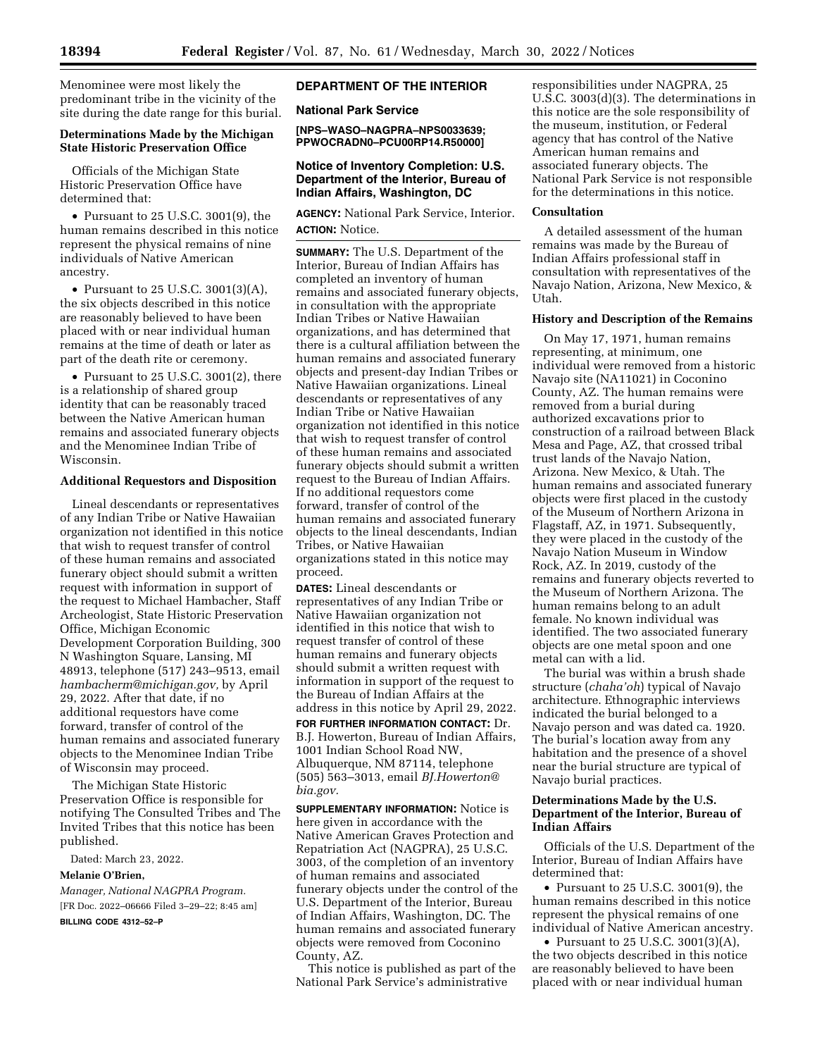Menominee were most likely the predominant tribe in the vicinity of the site during the date range for this burial.

### Determinations Made by the Michigan State Historic Preservation Office

Officials of the Michigan State Historic Preservation Office have determined that:

- Pursuant to 25 U.S.C. 3001(9), the human remains described in this notice represent the physical remains of nine individuals of Native American ancestry.
- Pursuant to 25 U.S.C. 3001(3)(A), the six objects described in this notice are reasonably believed to have been placed with or near individual human remains at the time of death or later as part of the death rite or ceremony.
- Pursuant to 25 U.S.C. 3001(2), there is a relationship of shared group identity that can be reasonably traced between the Native American human remains and associated funerary objects and the Menominee Indian Tribe of Wisconsin.

### Additional Requestors and Disposition

Lineal descendants or representatives of any Indian Tribe or Native Hawaiian organization not identified in this notice that wish to request transfer of control of these human remains and associated funerary object should submit a written request with information in support of the request to Michael Hambacher, Staff Archeologist, State Historic Preservation Office, Michigan Economic Development Corporation Building, 300 N Washington Square, Lansing, MI 48913, telephone (517) 243–9513, email *hambacherm@michigan.gov,* by April 29, 2022. After that date, if no additional requestors have come forward, transfer of control of the human remains and associated funerary objects to the Menominee Indian Tribe of Wisconsin may proceed.

The Michigan State Historic Preservation Office is responsible for notifying The Consulted Tribes and The Invited Tribes that this notice has been published.

Dated: March 23, 2022.

**Melanie O'Brien,**

*Manager, National NAGPRA Program.*

[FR Doc. 2022–06666 Filed 3–29–22; 8:45 am]

**BILLING CODE 4312–52–P**

## DEPARTMENT OF THE INTERIOR

### National Park Service

**[NPS–WASO–NAGPRA–NPS0033639; PPWOCRADN0–PCU00RP14.R50000]**

### Notice of Inventory Completion: U.S. Department of the Interior, Bureau of Indian Affairs, Washington, DC

**AGENCY:** National Park Service, Interior.

**ACTION:** Notice.

**SUMMARY:** The U.S. Department of the Interior, Bureau of Indian Affairs has completed an inventory of human remains and associated funerary objects, in consultation with the appropriate Indian Tribes or Native Hawaiian organizations, and has determined that there is a cultural affiliation between the human remains and associated funerary objects and present-day Indian Tribes or Native Hawaiian organizations. Lineal descendants or representatives of any Indian Tribe or Native Hawaiian organization not identified in this notice that wish to request transfer of control of these human remains and associated funerary objects should submit a written request to the Bureau of Indian Affairs. If no additional requestors come forward, transfer of control of the human remains and associated funerary objects to the lineal descendants, Indian Tribes, or Native Hawaiian organizations stated in this notice may proceed.

**DATES:** Lineal descendants or representatives of any Indian Tribe or Native Hawaiian organization not identified in this notice that wish to request transfer of control of these human remains and funerary objects should submit a written request with information in support of the request to the Bureau of Indian Affairs at the address in this notice by April 29, 2022.

**FOR FURTHER INFORMATION CONTACT:** Dr. B.J. Howerton, Bureau of Indian Affairs, 1001 Indian School Road NW, Albuquerque, NM 87114, telephone (505) 563–3013, email *BJ.Howerton@bia.gov.*

**SUPPLEMENTARY INFORMATION:** Notice is here given in accordance with the Native American Graves Protection and Repatriation Act (NAGPRA), 25 U.S.C. 3003, of the completion of an inventory of human remains and associated funerary objects under the control of the U.S. Department of the Interior, Bureau of Indian Affairs, Washington, DC. The human remains and associated funerary objects were removed from Coconino County, AZ.

This notice is published as part of the National Park Service's administrative responsibilities under NAGPRA, 25 U.S.C. 3003(d)(3). The determinations in this notice are the sole responsibility of the museum, institution, or Federal agency that has control of the Native American human remains and associated funerary objects. The National Park Service is not responsible for the determinations in this notice.

### Consultation

A detailed assessment of the human remains was made by the Bureau of Indian Affairs professional staff in consultation with representatives of the Navajo Nation, Arizona, New Mexico, & Utah.

### History and Description of the Remains

On May 17, 1971, human remains representing, at minimum, one individual were removed from a historic Navajo site (NA11021) in Coconino County, AZ. The human remains were removed from a burial during authorized excavations prior to construction of a railroad between Black Mesa and Page, AZ, that crossed tribal trust lands of the Navajo Nation, Arizona. New Mexico, & Utah. The human remains and associated funerary objects were first placed in the custody of the Museum of Northern Arizona in Flagstaff, AZ, in 1971. Subsequently, they were placed in the custody of the Navajo Nation Museum in Window Rock, AZ. In 2019, custody of the remains and funerary objects reverted to the Museum of Northern Arizona. The human remains belong to an adult female. No known individual was identified. The two associated funerary objects are one metal spoon and one metal can with a lid.

The burial was within a brush shade structure (*chaha'oh*) typical of Navajo architecture. Ethnographic interviews indicated the burial belonged to a Navajo person and was dated ca. 1920. The burial's location away from any habitation and the presence of a shovel near the burial structure are typical of Navajo burial practices.

### Determinations Made by the U.S. Department of the Interior, Bureau of Indian Affairs

Officials of the U.S. Department of the Interior, Bureau of Indian Affairs have determined that:

- Pursuant to 25 U.S.C. 3001(9), the human remains described in this notice represent the physical remains of one individual of Native American ancestry.
- Pursuant to 25 U.S.C. 3001(3)(A), the two objects described in this notice are reasonably believed to have been placed with or near individual human